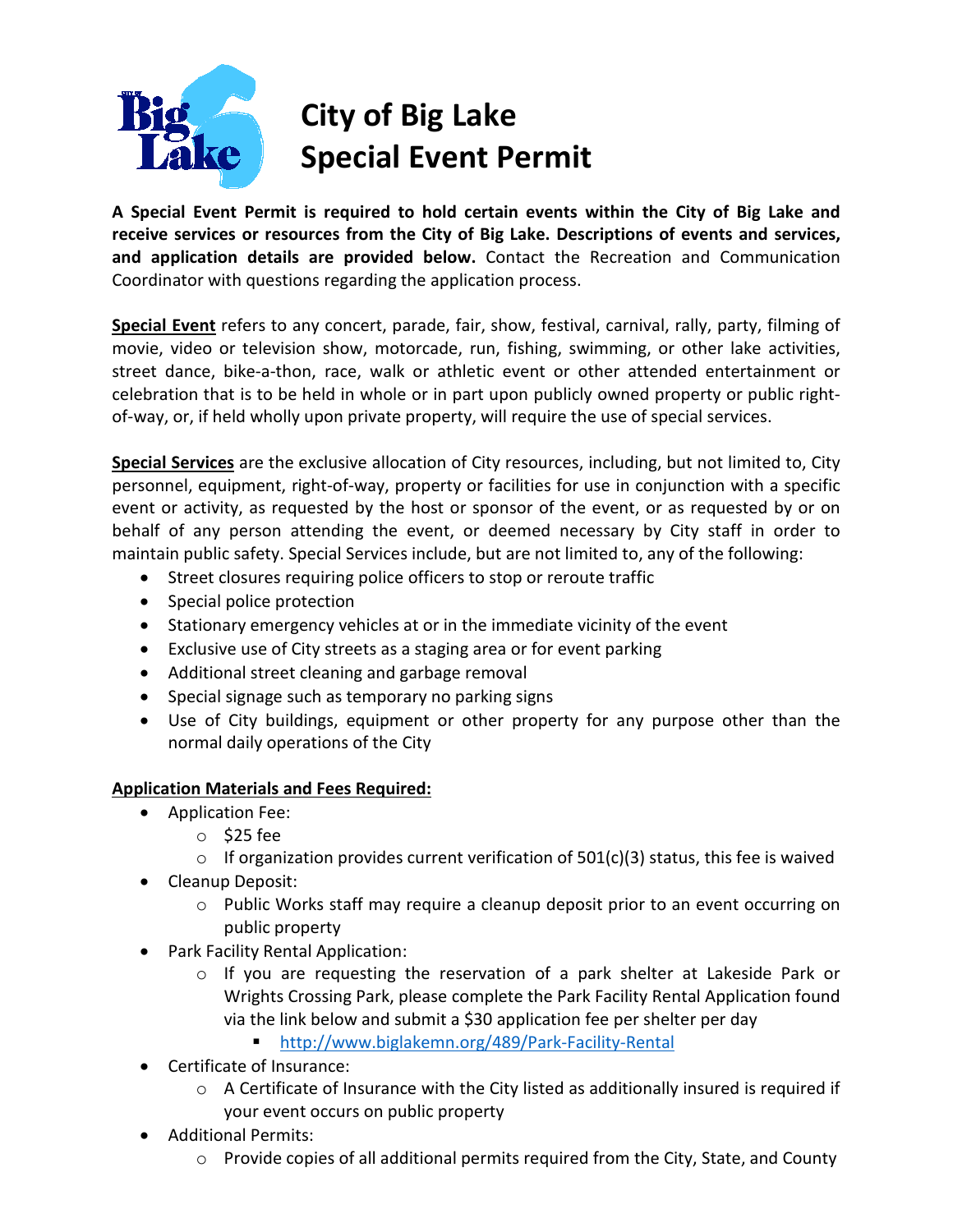# City of Big Lake Special Event Permit

**A Special Event Permit is required to hold certain events within the City of Big Lake and receive services or resources from the City of Big Lake. Descriptions of events and services, and application details are provided below.** Contact the Recreation and Communication Coordinator with questions regarding the application process.

**Special Event** refers to any concert, parade, fair, show, festival, carnival, rally, party, filming of movie, video or television show, motorcade, run, fishing, swimming, or other lake activities, street dance, bike-a-thon, race, walk or athletic event or other attended entertainment or celebration that is to be held in whole or in part upon publicly owned property or public right-of-way, or, if held wholly upon private property, will require the use of special services.

**Special Services** are the exclusive allocation of City resources, including, but not limited to, City personnel, equipment, right-of-way, property or facilities for use in conjunction with a specific event or activity, as requested by the host or sponsor of the event, or as requested by or on behalf of any person attending the event, or deemed necessary by City staff in order to maintain public safety. Special Services include, but are not limited to, any of the following:

- Street closures requiring police officers to stop or reroute traffic
- Special police protection
- Stationary emergency vehicles at or in the immediate vicinity of the event
- Exclusive use of City streets as a staging area or for event parking
- Additional street cleaning and garbage removal
- Special signage such as temporary no parking signs
- Use of City buildings, equipment or other property for any purpose other than the normal daily operations of the City

**Application Materials and Fees Required:**

- Application Fee:
  - $25 fee
  - If organization provides current verification of 501(c)(3) status, this fee is waived
- Cleanup Deposit:
  - Public Works staff may require a cleanup deposit prior to an event occurring on public property
- Park Facility Rental Application:
  - If you are requesting the reservation of a park shelter at Lakeside Park or Wrights Crossing Park, please complete the Park Facility Rental Application found via the link below and submit a $30 application fee per shelter per day
    - http://www.biglakemn.org/489/Park-Facility-Rental
- Certificate of Insurance:
  - A Certificate of Insurance with the City listed as additionally insured is required if your event occurs on public property
- Additional Permits:
  - Provide copies of all additional permits required from the City, State, and County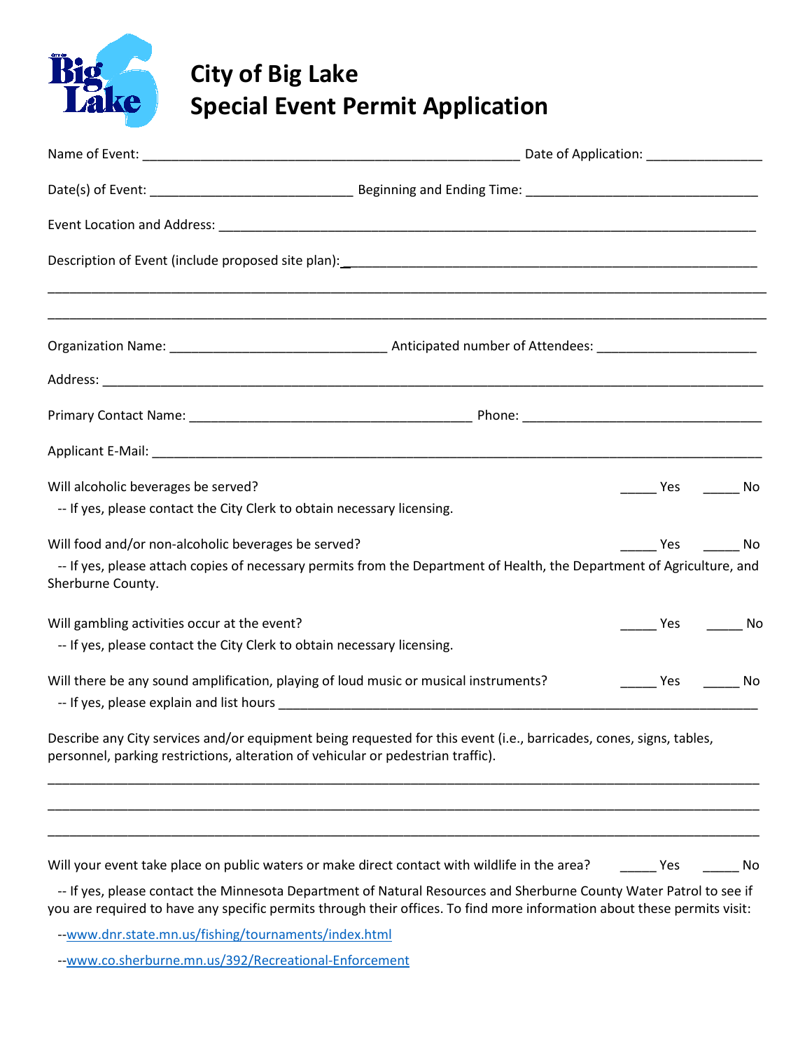# City of Big Lake
# Special Event Permit Application

Name of Event: ______________________________________________________ Date of Application: ________________

Date(s) of Event: ____________________________ Beginning and Ending Time: ________________________________

Event Location and Address: ___________________________________________________________________________

Description of Event (include proposed site plan):_________________________________________________________

______________________________________________________________________________________________

______________________________________________________________________________________________

Organization Name: ______________________________ Anticipated number of Attendees: ______________________

Address: ______________________________________________________________________________________

Primary Contact Name: _______________________________________ Phone: _________________________________

Applicant E-Mail: _______________________________________________________________________________

Will alcoholic beverages be served? _____ Yes _____ No

-- If yes, please contact the City Clerk to obtain necessary licensing.

Will food and/or non-alcoholic beverages be served? _____ Yes _____ No

-- If yes, please attach copies of necessary permits from the Department of Health, the Department of Agriculture, and Sherburne County.

Will gambling activities occur at the event? _____ Yes _____ No

-- If yes, please contact the City Clerk to obtain necessary licensing.

Will there be any sound amplification, playing of loud music or musical instruments? _____ Yes _____ No

-- If yes, please explain and list hours ________________________________________________________________

Describe any City services and/or equipment being requested for this event (i.e., barricades, cones, signs, tables, personnel, parking restrictions, alteration of vehicular or pedestrian traffic).

______________________________________________________________________________________________

______________________________________________________________________________________________

______________________________________________________________________________________________

Will your event take place on public waters or make direct contact with wildlife in the area? _____ Yes _____ No

-- If yes, please contact the Minnesota Department of Natural Resources and Sherburne County Water Patrol to see if you are required to have any specific permits through their offices. To find more information about these permits visit:

--www.dnr.state.mn.us/fishing/tournaments/index.html

--www.co.sherburne.mn.us/392/Recreational-Enforcement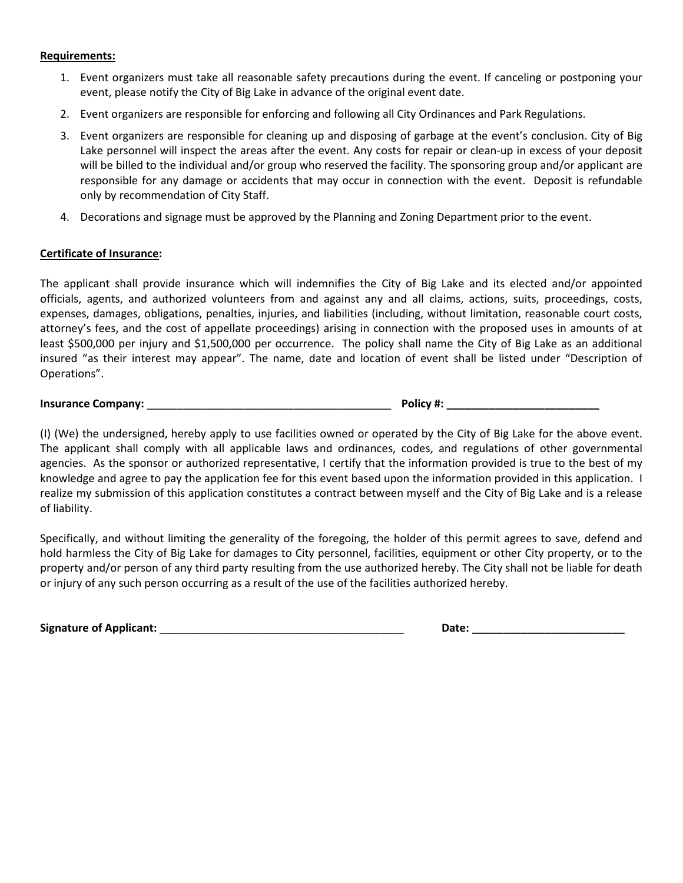**Requirements:**

1. Event organizers must take all reasonable safety precautions during the event. If canceling or postponing your event, please notify the City of Big Lake in advance of the original event date.
2. Event organizers are responsible for enforcing and following all City Ordinances and Park Regulations.
3. Event organizers are responsible for cleaning up and disposing of garbage at the event's conclusion. City of Big Lake personnel will inspect the areas after the event. Any costs for repair or clean-up in excess of your deposit will be billed to the individual and/or group who reserved the facility. The sponsoring group and/or applicant are responsible for any damage or accidents that may occur in connection with the event. Deposit is refundable only by recommendation of City Staff.
4. Decorations and signage must be approved by the Planning and Zoning Department prior to the event.

**Certificate of Insurance:**

The applicant shall provide insurance which will indemnifies the City of Big Lake and its elected and/or appointed officials, agents, and authorized volunteers from and against any and all claims, actions, suits, proceedings, costs, expenses, damages, obligations, penalties, injuries, and liabilities (including, without limitation, reasonable court costs, attorney's fees, and the cost of appellate proceedings) arising in connection with the proposed uses in amounts of at least $500,000 per injury and $1,500,000 per occurrence. The policy shall name the City of Big Lake as an additional insured "as their interest may appear". The name, date and location of event shall be listed under "Description of Operations".

**Insurance Company:** ________________________________________ **Policy #:** ________________________

(I) (We) the undersigned, hereby apply to use facilities owned or operated by the City of Big Lake for the above event. The applicant shall comply with all applicable laws and ordinances, codes, and regulations of other governmental agencies. As the sponsor or authorized representative, I certify that the information provided is true to the best of my knowledge and agree to pay the application fee for this event based upon the information provided in this application. I realize my submission of this application constitutes a contract between myself and the City of Big Lake and is a release of liability.

Specifically, and without limiting the generality of the foregoing, the holder of this permit agrees to save, defend and hold harmless the City of Big Lake for damages to City personnel, facilities, equipment or other City property, or to the property and/or person of any third party resulting from the use authorized hereby. The City shall not be liable for death or injury of any such person occurring as a result of the use of the facilities authorized hereby.

**Signature of Applicant:** ________________________________________ **Date:** ________________________